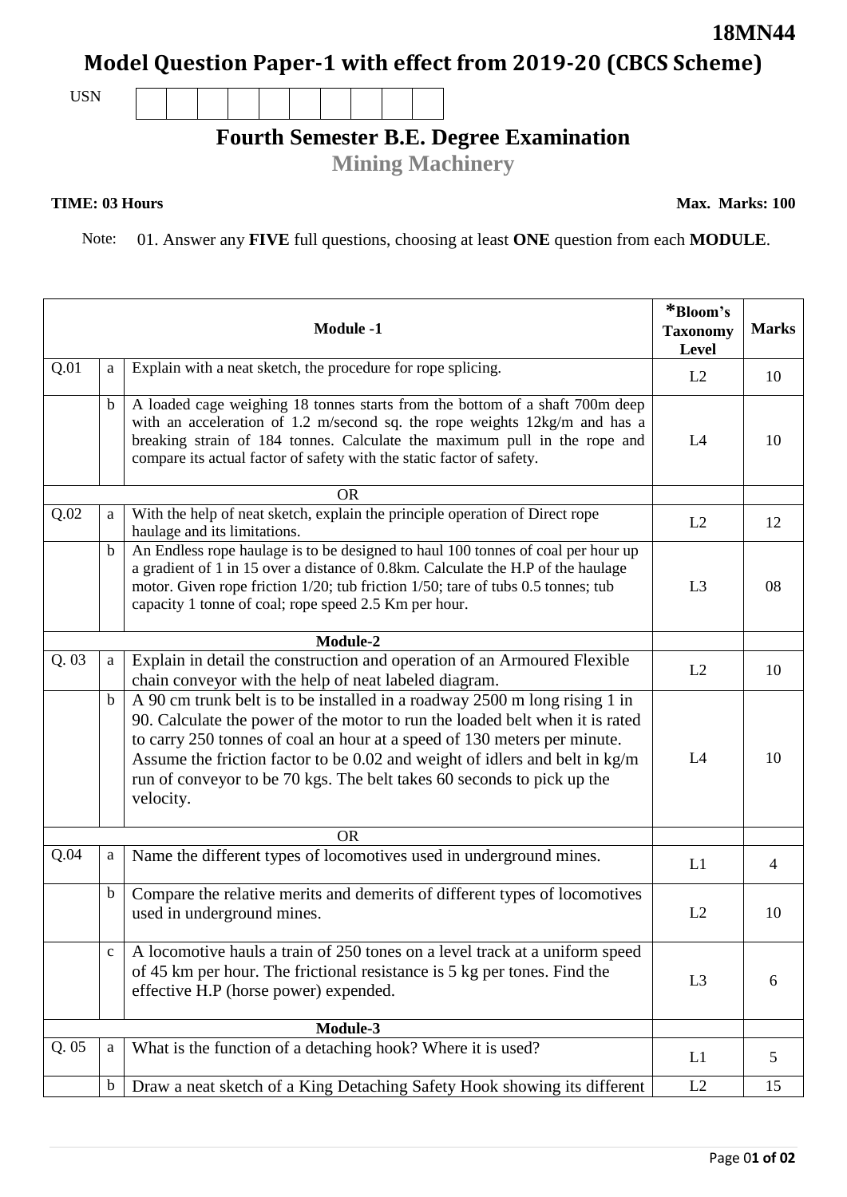**18MN44**

# Model Question Paper-1 with effect from 2019-20 (CBCS Scheme)

USN

## Fourth Semester B.E. Degree Examination

### Mining Machinery

**TIME: 03 Hours** **Max. Marks: 100**

Note: 01. Answer any **FIVE** full questions, choosing at least **ONE** question from each **MODULE**.

| | | **Module -1** | ***Bloom's Taxonomy Level** | **Marks** |
|---|---|---|---|---|
| Q.01 | a | Explain with a neat sketch, the procedure for rope splicing. | L2 | 10 |
| | b | A loaded cage weighing 18 tonnes starts from the bottom of a shaft 700m deep with an acceleration of 1.2 m/second sq. the rope weights 12kg/m and has a breaking strain of 184 tonnes. Calculate the maximum pull in the rope and compare its actual factor of safety with the static factor of safety. | L4 | 10 |
| | | OR | | |
| Q.02 | a | With the help of neat sketch, explain the principle operation of Direct rope haulage and its limitations. | L2 | 12 |
| | b | An Endless rope haulage is to be designed to haul 100 tonnes of coal per hour up a gradient of 1 in 15 over a distance of 0.8km. Calculate the H.P of the haulage motor. Given rope friction 1/20; tub friction 1/50; tare of tubs 0.5 tonnes; tub capacity 1 tonne of coal; rope speed 2.5 Km per hour. | L3 | 08 |
| | | **Module-2** | | |
| Q. 03 | a | Explain in detail the construction and operation of an Armoured Flexible chain conveyor with the help of neat labeled diagram. | L2 | 10 |
| | b | A 90 cm trunk belt is to be installed in a roadway 2500 m long rising 1 in 90. Calculate the power of the motor to run the loaded belt when it is rated to carry 250 tonnes of coal an hour at a speed of 130 meters per minute. Assume the friction factor to be 0.02 and weight of idlers and belt in kg/m run of conveyor to be 70 kgs. The belt takes 60 seconds to pick up the velocity. | L4 | 10 |
| | | OR | | |
| Q.04 | a | Name the different types of locomotives used in underground mines. | L1 | 4 |
| | b | Compare the relative merits and demerits of different types of locomotives used in underground mines. | L2 | 10 |
| | c | A locomotive hauls a train of 250 tones on a level track at a uniform speed of 45 km per hour. The frictional resistance is 5 kg per tones. Find the effective H.P (horse power) expended. | L3 | 6 |
| | | **Module-3** | | |
| Q. 05 | a | What is the function of a detaching hook? Where it is used? | L1 | 5 |
| | b | Draw a neat sketch of a King Detaching Safety Hook showing its different | L2 | 15 |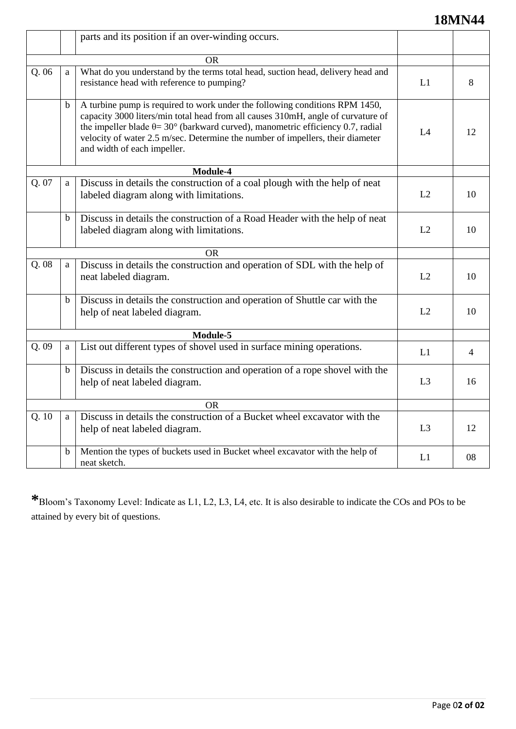| | | | | |
|---|---|---|---|---|
| | | parts and its position if an over-winding occurs. | | |
| OR | | | | |
| Q. 06 | a | What do you understand by the terms total head, suction head, delivery head and resistance head with reference to pumping? | L1 | 8 |
| | b | A turbine pump is required to work under the following conditions RPM 1450, capacity 3000 liters/min total head from all causes 310mH, angle of curvature of the impeller blade $\theta = 30°$ (barkward curved), manometric efficiency 0.7, radial velocity of water 2.5 m/sec. Determine the number of impellers, their diameter and width of each impeller. | L4 | 12 |
| **Module-4** | | | | |
| Q. 07 | a | Discuss in details the construction of a coal plough with the help of neat labeled diagram along with limitations. | L2 | 10 |
| | b | Discuss in details the construction of a Road Header with the help of neat labeled diagram along with limitations. | L2 | 10 |
| OR | | | | |
| Q. 08 | a | Discuss in details the construction and operation of SDL with the help of neat labeled diagram. | L2 | 10 |
| | b | Discuss in details the construction and operation of Shuttle car with the help of neat labeled diagram. | L2 | 10 |
| **Module-5** | | | | |
| Q. 09 | a | List out different types of shovel used in surface mining operations. | L1 | 4 |
| | b | Discuss in details the construction and operation of a rope shovel with the help of neat labeled diagram. | L3 | 16 |
| OR | | | | |
| Q. 10 | a | Discuss in details the construction of a Bucket wheel excavator with the help of neat labeled diagram. | L3 | 12 |
| | b | Mention the types of buckets used in Bucket wheel excavator with the help of neat sketch. | L1 | 08 |

*Bloom's Taxonomy Level: Indicate as L1, L2, L3, L4, etc. It is also desirable to indicate the COs and POs to be attained by every bit of questions.